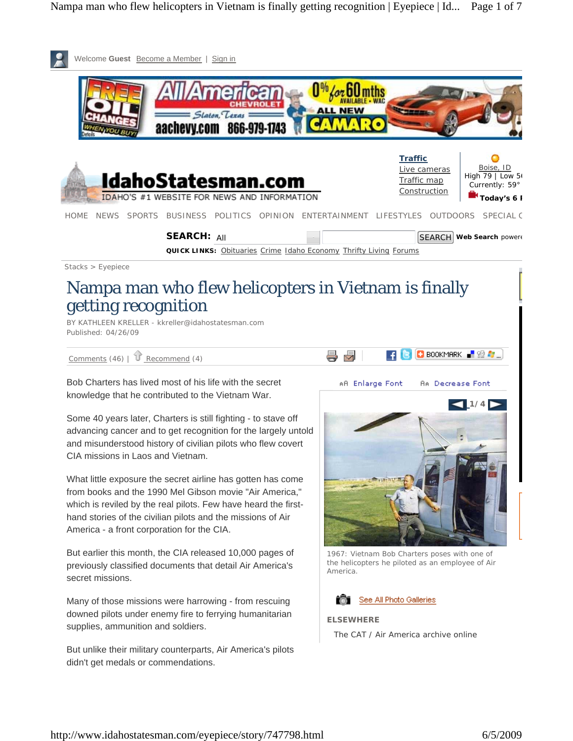Welcome **Guest** Become a Member | Sign in

Traffic
Live cameras
Traffic map
Construction

Boise, ID
High 79 | Low 5
Currently: 59°
Today's 6

HOME NEWS SPORTS BUSINESS POLITICS OPINION ENTERTAINMENT LIFESTYLES OUTDOORS SPECIAL

**SEARCH:** All SEARCH **Web Search** powere

**QUICK LINKS:** Obituaries Crime Idaho Economy Thrifty Living Forums

Stacks > Eyepiece

# Nampa man who flew helicopters in Vietnam is finally getting recognition

BY KATHLEEN KRELLER - kkreller@idahostatesman.com
Published: 04/26/09

Comments (46) | Recommend (4)

Bob Charters has lived most of his life with the secret knowledge that he contributed to the Vietnam War.

Some 40 years later, Charters is still fighting - to stave off advancing cancer and to get recognition for the largely untold and misunderstood history of civilian pilots who flew covert CIA missions in Laos and Vietnam.

What little exposure the secret airline has gotten has come from books and the 1990 Mel Gibson movie "Air America," which is reviled by the real pilots. Few have heard the first-hand stories of the civilian pilots and the missions of Air America - a front corporation for the CIA.

But earlier this month, the CIA released 10,000 pages of previously classified documents that detail Air America's secret missions.

Many of those missions were harrowing - from rescuing downed pilots under enemy fire to ferrying humanitarian supplies, ammunition and soldiers.

But unlike their military counterparts, Air America's pilots didn't get medals or commendations.

Enlarge Font Decrease Font

1/4

1967: Vietnam Bob Charters poses with one of the helicopters he piloted as an employee of Air America.

See All Photo Galleries

**ELSEWHERE**

The CAT / Air America archive online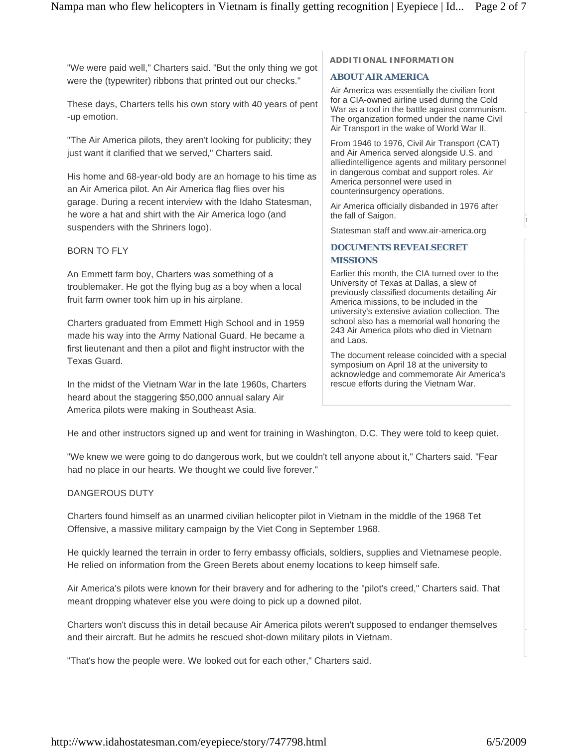"We were paid well," Charters said. "But the only thing we got were the (typewriter) ribbons that printed out our checks."

These days, Charters tells his own story with 40 years of pent -up emotion.

"The Air America pilots, they aren't looking for publicity; they just want it clarified that we served," Charters said.

His home and 68-year-old body are an homage to his time as an Air America pilot. An Air America flag flies over his garage. During a recent interview with the Idaho Statesman, he wore a hat and shirt with the Air America logo (and suspenders with the Shriners logo).

BORN TO FLY

An Emmett farm boy, Charters was something of a troublemaker. He got the flying bug as a boy when a local fruit farm owner took him up in his airplane.

Charters graduated from Emmett High School and in 1959 made his way into the Army National Guard. He became a first lieutenant and then a pilot and flight instructor with the Texas Guard.

In the midst of the Vietnam War in the late 1960s, Charters heard about the staggering $50,000 annual salary Air America pilots were making in Southeast Asia.

He and other instructors signed up and went for training in Washington, D.C. They were told to keep quiet.

"We knew we were going to do dangerous work, but we couldn't tell anyone about it," Charters said. "Fear had no place in our hearts. We thought we could live forever."

DANGEROUS DUTY

Charters found himself as an unarmed civilian helicopter pilot in Vietnam in the middle of the 1968 Tet Offensive, a massive military campaign by the Viet Cong in September 1968.

He quickly learned the terrain in order to ferry embassy officials, soldiers, supplies and Vietnamese people. He relied on information from the Green Berets about enemy locations to keep himself safe.

Air America's pilots were known for their bravery and for adhering to the "pilot's creed," Charters said. That meant dropping whatever else you were doing to pick up a downed pilot.

Charters won't discuss this in detail because Air America pilots weren't supposed to endanger themselves and their aircraft. But he admits he rescued shot-down military pilots in Vietnam.

"That's how the people were. We looked out for each other," Charters said.

**ADDITIONAL INFORMATION**

### ABOUT AIR AMERICA

Air America was essentially the civilian front for a CIA-owned airline used during the Cold War as a tool in the battle against communism. The organization formed under the name Civil Air Transport in the wake of World War II.

From 1946 to 1976, Civil Air Transport (CAT) and Air America served alongside U.S. and alliedintelligence agents and military personnel in dangerous combat and support roles. Air America personnel were used in counterinsurgency operations.

Air America officially disbanded in 1976 after the fall of Saigon.

Statesman staff and www.air-america.org

### DOCUMENTS REVEALSECRET MISSIONS

Earlier this month, the CIA turned over to the University of Texas at Dallas, a slew of previously classified documents detailing Air America missions, to be included in the university's extensive aviation collection. The school also has a memorial wall honoring the 243 Air America pilots who died in Vietnam and Laos.

The document release coincided with a special symposium on April 18 at the university to acknowledge and commemorate Air America's rescue efforts during the Vietnam War.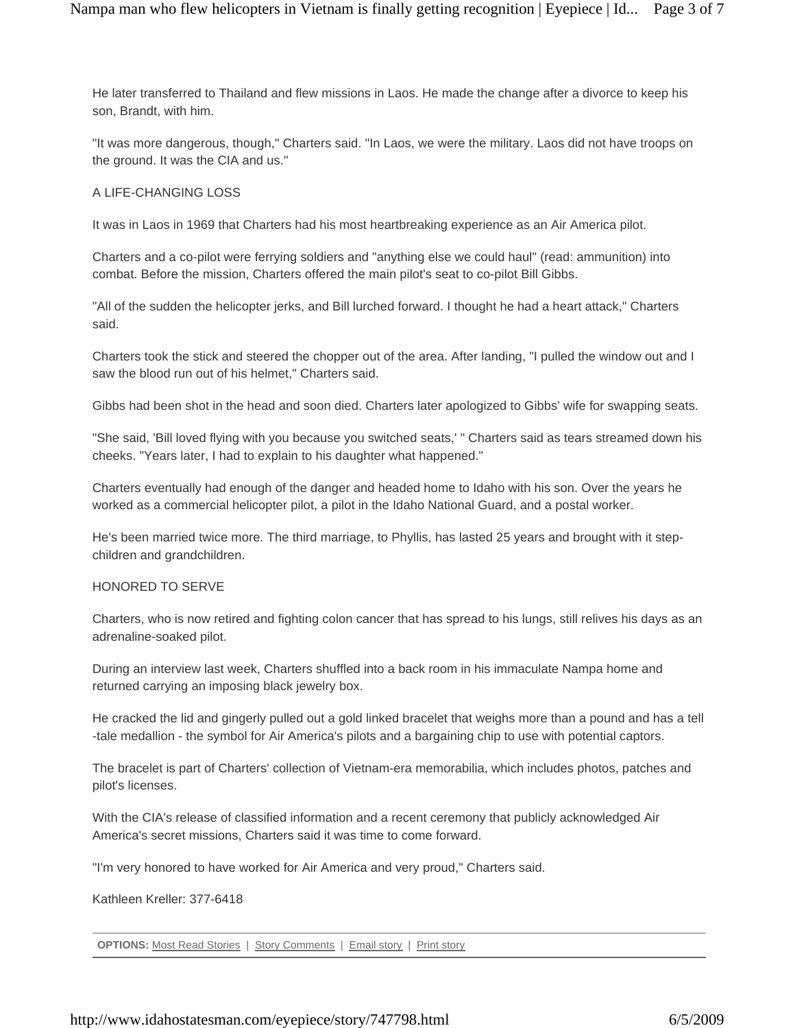He later transferred to Thailand and flew missions in Laos. He made the change after a divorce to keep his son, Brandt, with him.

"It was more dangerous, though," Charters said. "In Laos, we were the military. Laos did not have troops on the ground. It was the CIA and us."

## A LIFE-CHANGING LOSS

It was in Laos in 1969 that Charters had his most heartbreaking experience as an Air America pilot.

Charters and a co-pilot were ferrying soldiers and "anything else we could haul" (read: ammunition) into combat. Before the mission, Charters offered the main pilot's seat to co-pilot Bill Gibbs.

"All of the sudden the helicopter jerks, and Bill lurched forward. I thought he had a heart attack," Charters said.

Charters took the stick and steered the chopper out of the area. After landing, "I pulled the window out and I saw the blood run out of his helmet," Charters said.

Gibbs had been shot in the head and soon died. Charters later apologized to Gibbs' wife for swapping seats.

"She said, 'Bill loved flying with you because you switched seats,' " Charters said as tears streamed down his cheeks. "Years later, I had to explain to his daughter what happened."

Charters eventually had enough of the danger and headed home to Idaho with his son. Over the years he worked as a commercial helicopter pilot, a pilot in the Idaho National Guard, and a postal worker.

He's been married twice more. The third marriage, to Phyllis, has lasted 25 years and brought with it step-children and grandchildren.

## HONORED TO SERVE

Charters, who is now retired and fighting colon cancer that has spread to his lungs, still relives his days as an adrenaline-soaked pilot.

During an interview last week, Charters shuffled into a back room in his immaculate Nampa home and returned carrying an imposing black jewelry box.

He cracked the lid and gingerly pulled out a gold linked bracelet that weighs more than a pound and has a tell-tale medallion - the symbol for Air America's pilots and a bargaining chip to use with potential captors.

The bracelet is part of Charters' collection of Vietnam-era memorabilia, which includes photos, patches and pilot's licenses.

With the CIA's release of classified information and a recent ceremony that publicly acknowledged Air America's secret missions, Charters said it was time to come forward.

"I'm very honored to have worked for Air America and very proud," Charters said.

Kathleen Kreller: 377-6418

**OPTIONS:** Most Read Stories | Story Comments | Email story | Print story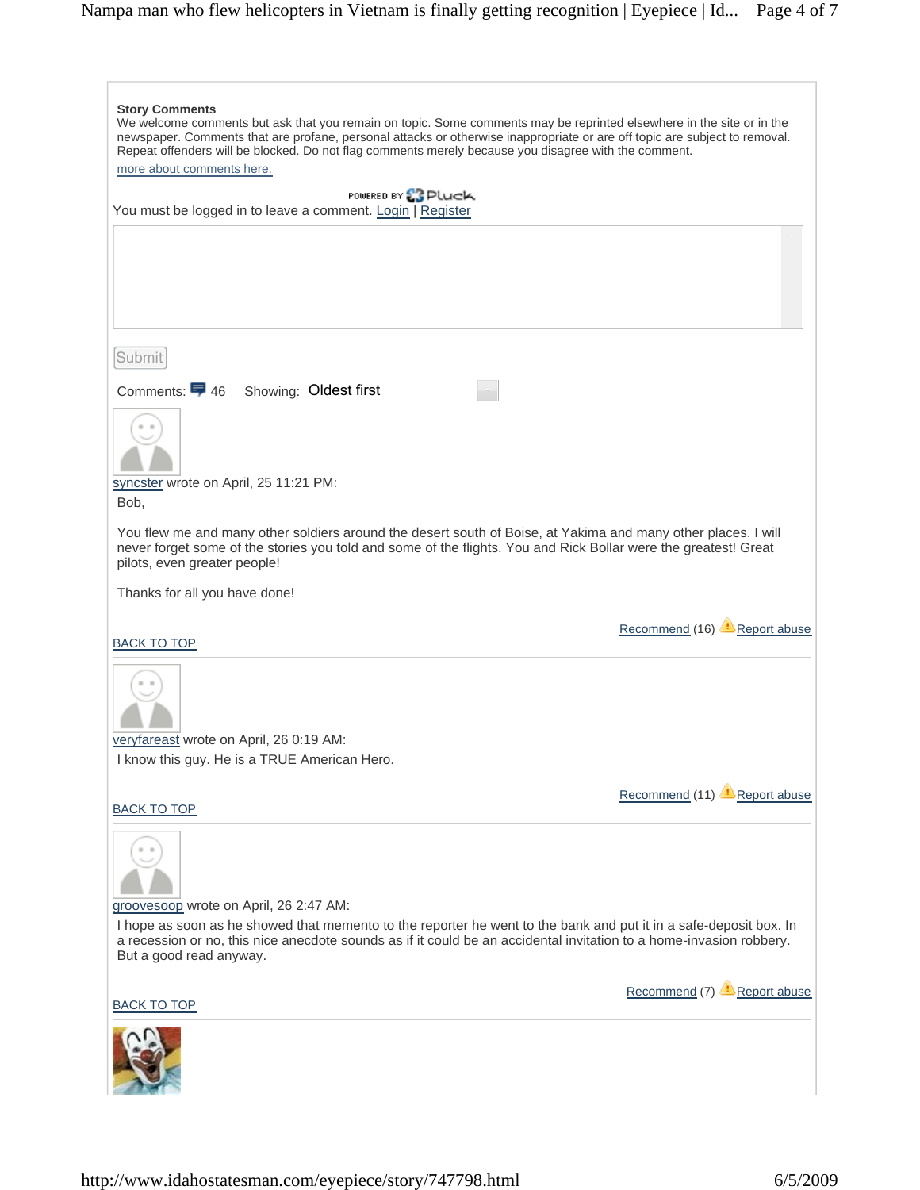**Story Comments**

We welcome comments but ask that you remain on topic. Some comments may be reprinted elsewhere in the site or in the newspaper. Comments that are profane, personal attacks or otherwise inappropriate or are off topic are subject to removal. Repeat offenders will be blocked. Do not flag comments merely because you disagree with the comment.

more about comments here.

POWERED BY Pluck

You must be logged in to leave a comment. Login | Register

Submit

Comments: 46 Showing: Oldest first

syncster wrote on April, 25 11:21 PM:

Bob,

You flew me and many other soldiers around the desert south of Boise, at Yakima and many other places. I will never forget some of the stories you told and some of the flights. You and Rick Bollar were the greatest! Great pilots, even greater people!

Thanks for all you have done!

Recommend (16) Report abuse

BACK TO TOP

---

veryfareast wrote on April, 26 0:19 AM:

I know this guy. He is a TRUE American Hero.

Recommend (11) Report abuse

BACK TO TOP

---

groovesoop wrote on April, 26 2:47 AM:

I hope as soon as he showed that memento to the reporter he went to the bank and put it in a safe-deposit box. In a recession or no, this nice anecdote sounds as if it could be an accidental invitation to a home-invasion robbery. But a good read anyway.

Recommend (7) Report abuse

BACK TO TOP

---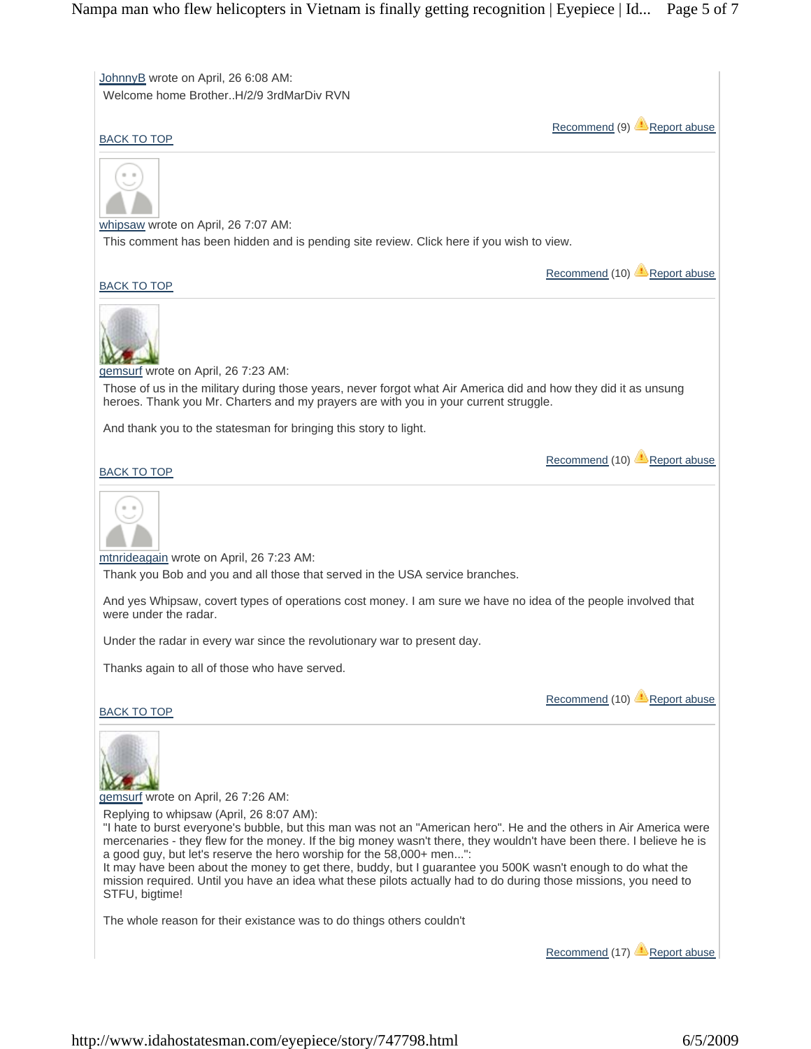JohnnyB wrote on April, 26 6:08 AM:

Welcome home Brother..H/2/9 3rdMarDiv RVN

Recommend (9) Report abuse

BACK TO TOP

---

whipsaw wrote on April, 26 7:07 AM:

This comment has been hidden and is pending site review. Click here if you wish to view.

Recommend (10) Report abuse

BACK TO TOP

---

gemsurf wrote on April, 26 7:23 AM:

Those of us in the military during those years, never forgot what Air America did and how they did it as unsung heroes. Thank you Mr. Charters and my prayers are with you in your current struggle.

And thank you to the statesman for bringing this story to light.

Recommend (10) Report abuse

BACK TO TOP

---

mtnrideagain wrote on April, 26 7:23 AM:

Thank you Bob and you and all those that served in the USA service branches.

And yes Whipsaw, covert types of operations cost money. I am sure we have no idea of the people involved that were under the radar.

Under the radar in every war since the revolutionary war to present day.

Thanks again to all of those who have served.

Recommend (10) Report abuse

BACK TO TOP

---

gemsurf wrote on April, 26 7:26 AM:

Replying to whipsaw (April, 26 8:07 AM):
"I hate to burst everyone's bubble, but this man was not an "American hero". He and the others in Air America were mercenaries - they flew for the money. If the big money wasn't there, they wouldn't have been there. I believe he is a good guy, but let's reserve the hero worship for the 58,000+ men...":
It may have been about the money to get there, buddy, but I guarantee you 500K wasn't enough to do what the mission required. Until you have an idea what these pilots actually had to do during those missions, you need to STFU, bigtime!

The whole reason for their existance was to do things others couldn't

Recommend (17) Report abuse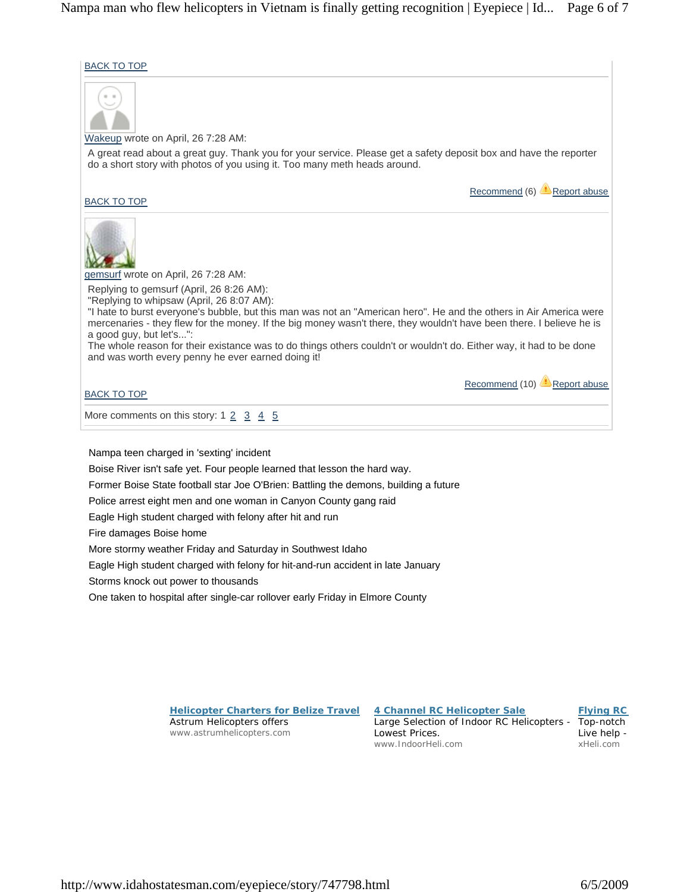BACK TO TOP

Wakeup wrote on April, 26 7:28 AM:

A great read about a great guy. Thank you for your service. Please get a safety deposit box and have the reporter do a short story with photos of you using it. Too many meth heads around.

Recommend (6) Report abuse

BACK TO TOP

gemsurf wrote on April, 26 7:28 AM:

Replying to gemsurf (April, 26 8:26 AM):
"Replying to whipsaw (April, 26 8:07 AM):
"I hate to burst everyone's bubble, but this man was not an "American hero". He and the others in Air America were mercenaries - they flew for the money. If the big money wasn't there, they wouldn't have been there. I believe he is a good guy, but let's...":
The whole reason for their existance was to do things others couldn't or wouldn't do. Either way, it had to be done and was worth every penny he ever earned doing it!

Recommend (10) Report abuse

BACK TO TOP

More comments on this story: 1 2 3 4 5

Nampa teen charged in 'sexting' incident

Boise River isn't safe yet. Four people learned that lesson the hard way.

Former Boise State football star Joe O'Brien: Battling the demons, building a future

Police arrest eight men and one woman in Canyon County gang raid

Eagle High student charged with felony after hit and run

Fire damages Boise home

More stormy weather Friday and Saturday in Southwest Idaho

Eagle High student charged with felony for hit-and-run accident in late January

Storms knock out power to thousands

One taken to hospital after single-car rollover early Friday in Elmore County

**Helicopter Charters for Belize Travel**
Astrum Helicopters offers
www.astrumhelicopters.com

**4 Channel RC Helicopter Sale**
Large Selection of Indoor RC Helicopters - Lowest Prices.
www.IndoorHeli.com

**Flying RC**
Top-notch
Live help -
xHeli.com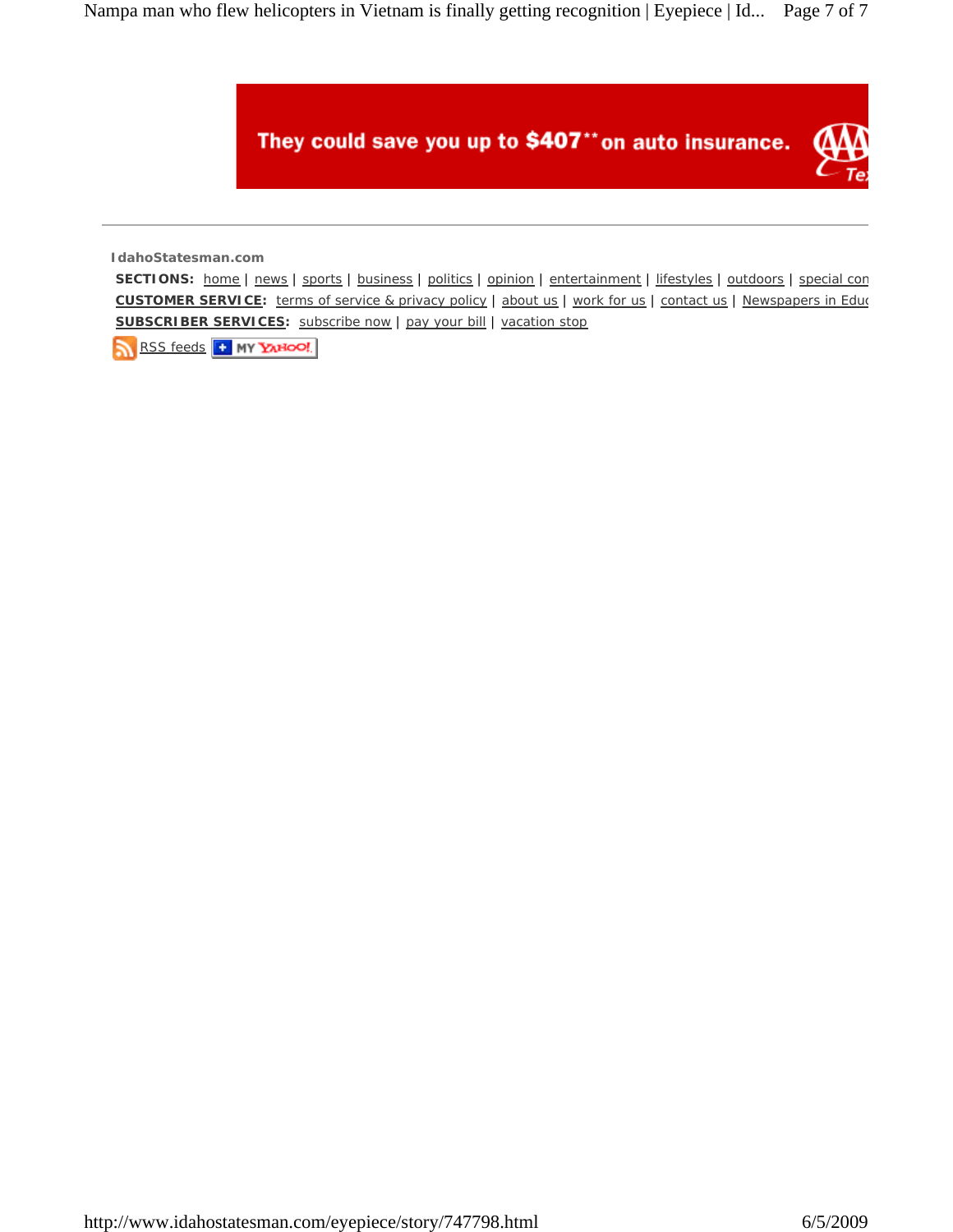They could save you up to $407** on auto insurance.

**IdahoStatesman.com**

**SECTIONS:** home | news | sports | business | politics | opinion | entertainment | lifestyles | outdoors | special con

**CUSTOMER SERVICE:** terms of service & privacy policy | about us | work for us | contact us | Newspapers in Educ

**SUBSCRIBER SERVICES:** subscribe now | pay your bill | vacation stop

RSS feeds